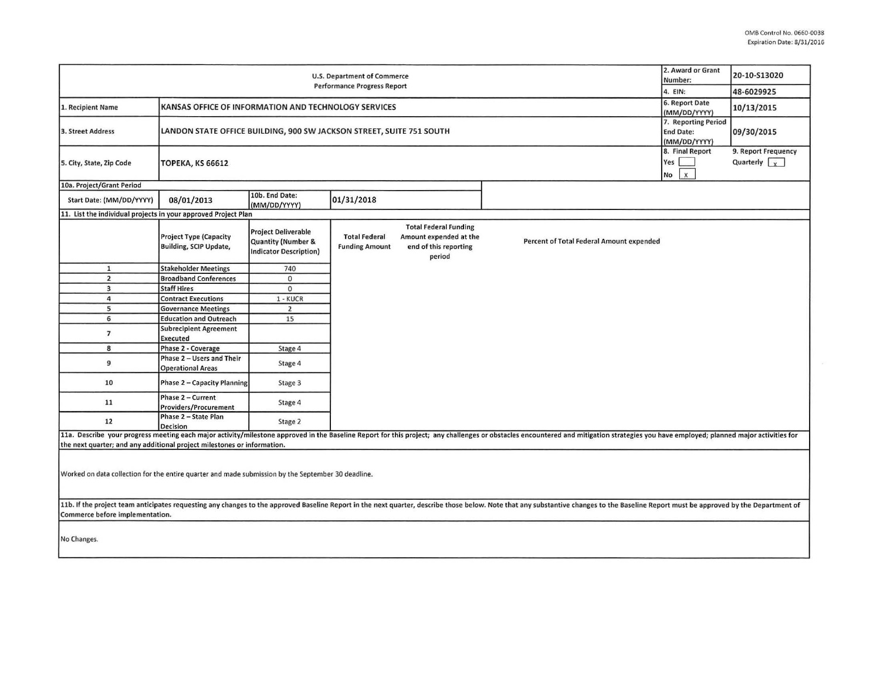OMB Control No. 0660-0038
Expiration Date: 8/31/2016

| U.S. Department of Commerce Performance Progress Report | | | | 2. Award or Grant Number: | 20-10-S13020 |
|---|---|---|---|---|---|
| | | | | 4. EIN: | 48-6029925 |
| 1. Recipient Name | KANSAS OFFICE OF INFORMATION AND TECHNOLOGY SERVICES | | | 6. Report Date (MM/DD/YYYY) | 10/13/2015 |
| 3. Street Address | LANDON STATE OFFICE BUILDING, 900 SW JACKSON STREET, SUITE 751 SOUTH | | | 7. Reporting Period End Date: (MM/DD/YYYY) | 09/30/2015 |
| 5. City, State, Zip Code | TOPEKA, KS 66612 | | | 8. Final Report Yes [ ] No [X] | 9. Report Frequency Quarterly [X] |
| 10a. Project/Grant Period | | | | | |
| Start Date: (MM/DD/YYYY) | 08/01/2013 | 10b. End Date: (MM/DD/YYYY) | 01/31/2018 | | |

11. List the individual projects in your approved Project Plan

| | Project Type (Capacity Building, SCIP Update, | Project Deliverable Quantity (Number & Indicator Description) | Total Federal Funding Amount | Total Federal Funding Amount expended at the end of this reporting period | Percent of Total Federal Amount expended |
|---|---|---|---|---|---|
| 1 | Stakeholder Meetings | 740 | | | |
| 2 | Broadband Conferences | 0 | | | |
| 3 | Staff Hires | 0 | | | |
| 4 | Contract Executions | 1 - KUCR | | | |
| 5 | Governance Meetings | 2 | | | |
| 6 | Education and Outreach | 15 | | | |
| 7 | Subrecipient Agreement Executed | | | | |
| 8 | Phase 2 - Coverage | Stage 4 | | | |
| 9 | Phase 2 – Users and Their Operational Areas | Stage 4 | | | |
| 10 | Phase 2 – Capacity Planning | Stage 3 | | | |
| 11 | Phase 2 – Current Providers/Procurement | Stage 4 | | | |
| 12 | Phase 2 – State Plan Decision | Stage 2 | | | |

11a. Describe your progress meeting each major activity/milestone approved in the Baseline Report for this project; any challenges or obstacles encountered and mitigation strategies you have employed; planned major activities for the next quarter; and any additional project milestones or information.

Worked on data collection for the entire quarter and made submission by the September 30 deadline.

11b. If the project team anticipates requesting any changes to the approved Baseline Report in the next quarter, describe those below. Note that any substantive changes to the Baseline Report must be approved by the Department of Commerce before implementation.

No Changes.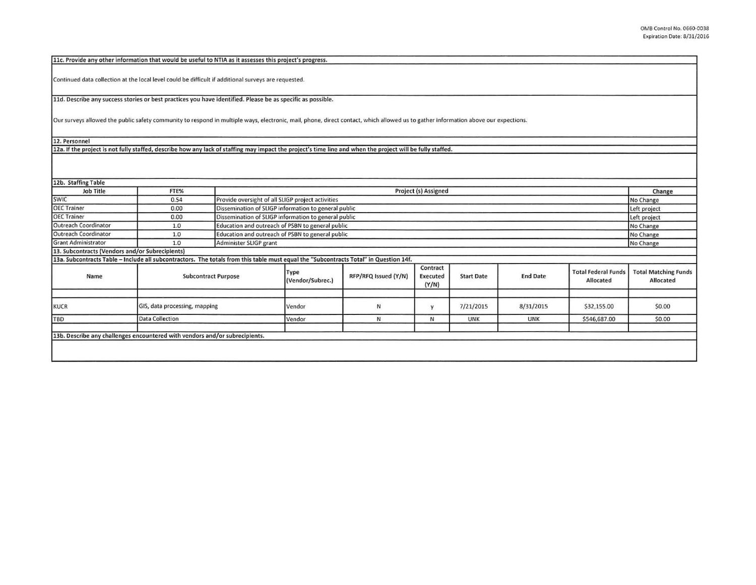**11c. Provide any other information that would be useful to NTIA as it assesses this project's progress.**

Continued data collection at the local level could be difficult if additional surveys are requested.

**11d. Describe any success stories or best practices you have identified. Please be as specific as possible.**

Our surveys allowed the public safety community to respond in multiple ways, electronic, mail, phone, direct contact, which allowed us to gather information above our expections.

**12. Personnel**

**12a. If the project is not fully staffed, describe how any lack of staffing may impact the project's time line and when the project will be fully staffed.**

**12b. Staffing Table**

| Job Title | FTE% | Project (s) Assigned | Change |
|---|---|---|---|
| SWIC | 0.54 | Provide oversight of all SLIGP project activities | No Change |
| OEC Trainer | 0.00 | Dissemination of SLIGP information to general public | Left project |
| OEC Trainer | 0.00 | Dissemination of SLIGP information to general public | Left project |
| Outreach Coordinator | 1.0 | Education and outreach of PSBN to general public | No Change |
| Outreach Coordinator | 1.0 | Education and outreach of PSBN to general public | No Change |
| Grant Administrator | 1.0 | Administer SLIGP grant | No Change |

**13. Subcontracts (Vendors and/or Subrecipients)**

**13a. Subcontracts Table – Include all subcontractors. The totals from this table must equal the "Subcontracts Total" in Question 14f.**

| Name | Subcontract Purpose | Type (Vendor/Subrec.) | RFP/RFQ Issued (Y/N) | Contract Executed (Y/N) | Start Date | End Date | Total Federal Funds Allocated | Total Matching Funds Allocated |
|---|---|---|---|---|---|---|---|---|
| | | | | | | | | |
| KUCR | GIS, data processing, mapping | Vendor | N | y | 7/21/2015 | 8/31/2015 | $32,155.00 | $0.00 |
| TBD | Data Collection | Vendor | N | N | UNK | UNK | $546,687.00 | $0.00 |
| | | | | | | | | |

**13b. Describe any challenges encountered with vendors and/or subrecipients.**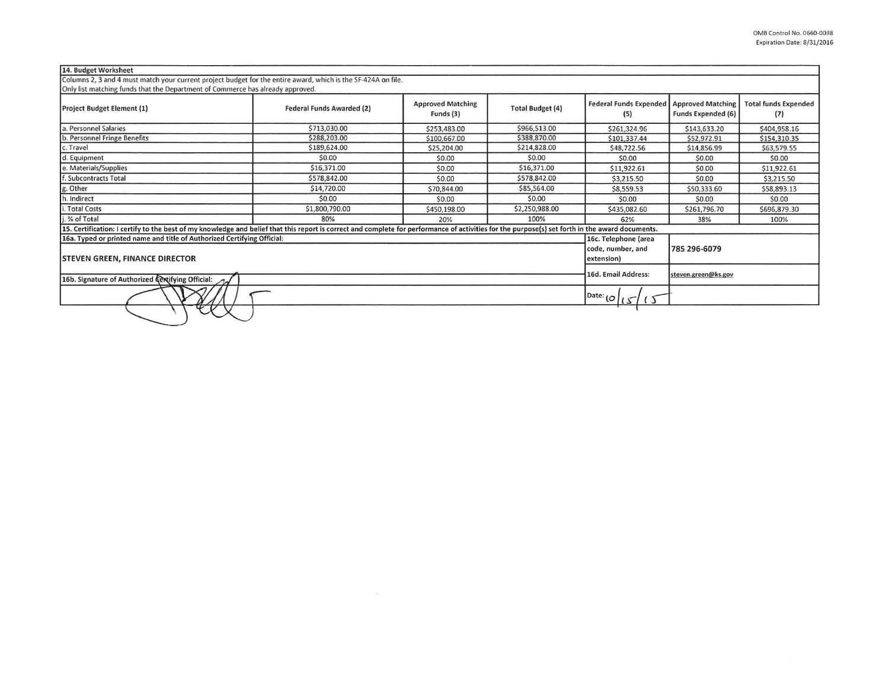OMB Control No. 0660-0038
Expiration Date: 8/31/2016

**14. Budget Worksheet**

Columns 2, 3 and 4 must match your current project budget for the entire award, which is the SF-424A on file.
Only list matching funds that the Department of Commerce has already approved.

| Project Budget Element (1) | Federal Funds Awarded (2) | Approved Matching Funds (3) | Total Budget (4) | Federal Funds Expended (5) | Approved Matching Funds Expended (6) | Total funds Expended (7) |
|---|---|---|---|---|---|---|
| a. Personnel Salaries | $713,030.00 | $253,483.00 | $966,513.00 | $261,324.96 | $143,633.20 | $404,958.16 |
| b. Personnel Fringe Benefits | $288,203.00 | $100,667.00 | $388,870.00 | $101,337.44 | $52,972.91 | $154,310.35 |
| c. Travel | $189,624.00 | $25,204.00 | $214,828.00 | $48,722.56 | $14,856.99 | $63,579.55 |
| d. Equipment | $0.00 | $0.00 | $0.00 | $0.00 | $0.00 | $0.00 |
| e. Materials/Supplies | $16,371.00 | $0.00 | $16,371.00 | $11,922.61 | $0.00 | $11,922.61 |
| f. Subcontracts Total | $578,842.00 | $0.00 | $578,842.00 | $3,215.50 | $0.00 | $3,215.50 |
| g. Other | $14,720.00 | $70,844.00 | $85,564.00 | $8,559.53 | $50,333.60 | $58,893.13 |
| h. Indirect | $0.00 | $0.00 | $0.00 | $0.00 | $0.00 | $0.00 |
| i. Total Costs | $1,800,790.00 | $450,198.00 | $2,250,988.00 | $435,082.60 | $261,796.70 | $696,879.30 |
| j. % of Total | 80% | 20% | 100% | 62% | 38% | 100% |

**15. Certification:** I certify to the best of my knowledge and belief that this report is correct and complete for performance of activities for the purpose(s) set forth in the award documents.

**16a. Typed or printed name and title of Authorized Certifying Official:**

**STEVEN GREEN, FINANCE DIRECTOR**

16c. Telephone (area code, number, and extension): 785 296-6079

**16b. Signature of Authorized Certifying Official:**

16d. Email Address: steven.green@ks.gov

Date: 10/15/15